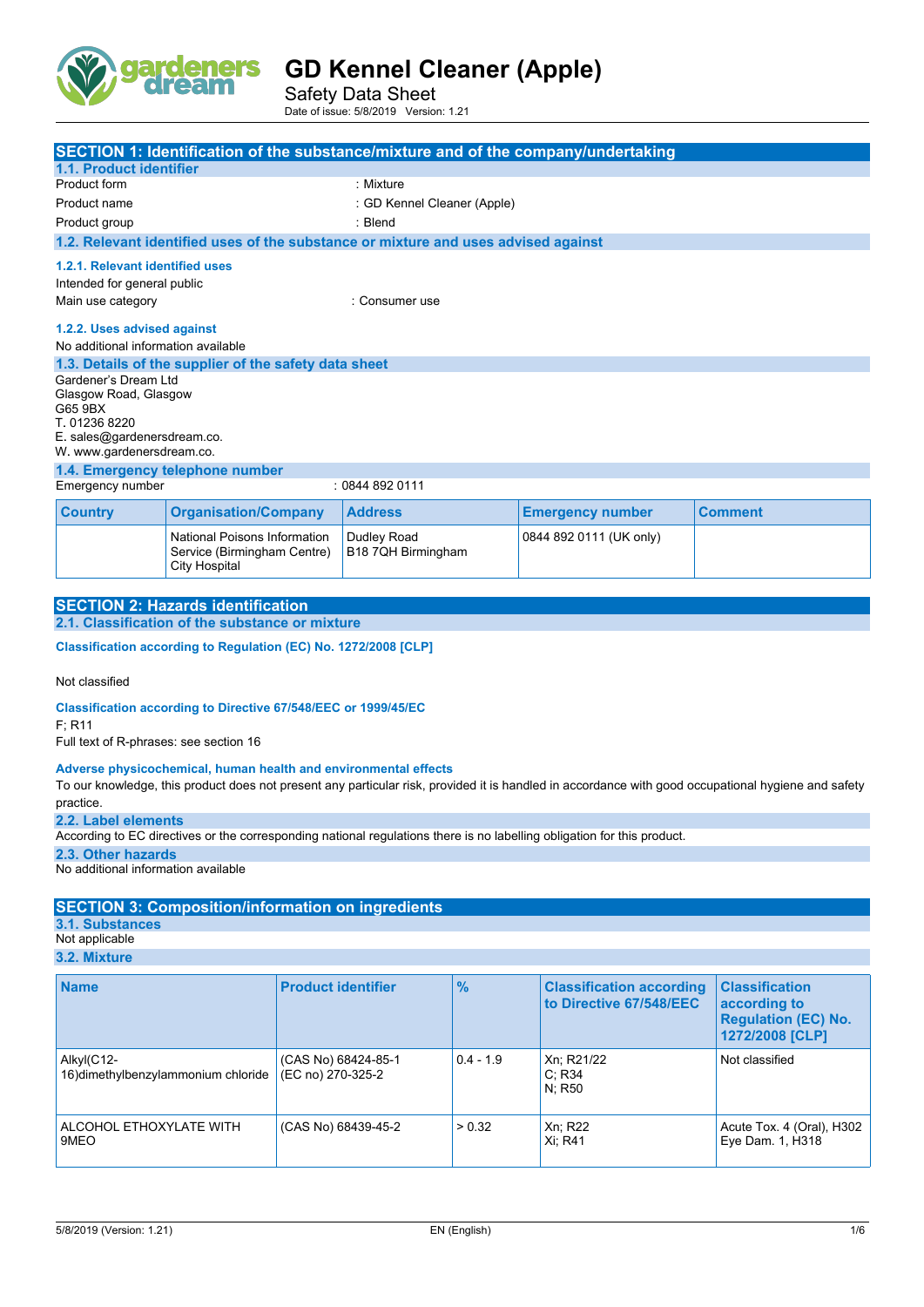# GD Kennel Cleaner (Apple)

Safety Data Sheet

Date of issue: 5/8/2019 Version: 1.21

## SECTION 1: Identification of the substance/mixture and of the company/undertaking

### 1.1. Product identifier

Product form : Mixture

Product name : GD Kennel Cleaner (Apple)

Product group : Blend

### 1.2. Relevant identified uses of the substance or mixture and uses advised against

#### 1.2.1. Relevant identified uses

Intended for general public

Main use category : Consumer use

#### 1.2.2. Uses advised against

No additional information available

### 1.3. Details of the supplier of the safety data sheet

Gardener's Dream Ltd
Glasgow Road, Glasgow
G65 9BX
T. 01236 8220
E. sales@gardenersdream.co.
W. www.gardenersdream.co.

### 1.4. Emergency telephone number

Emergency number : 0844 892 0111

| Country | Organisation/Company | Address | Emergency number | Comment |
|---|---|---|---|---|
| | National Poisons Information Service (Birmingham Centre) City Hospital | Dudley Road B18 7QH Birmingham | 0844 892 0111 (UK only) | |

## SECTION 2: Hazards identification

### 2.1. Classification of the substance or mixture

**Classification according to Regulation (EC) No. 1272/2008 [CLP]**

Not classified

**Classification according to Directive 67/548/EEC or 1999/45/EC**

F; R11

Full text of R-phrases: see section 16

**Adverse physicochemical, human health and environmental effects**

To our knowledge, this product does not present any particular risk, provided it is handled in accordance with good occupational hygiene and safety practice.

### 2.2. Label elements

According to EC directives or the corresponding national regulations there is no labelling obligation for this product.

### 2.3. Other hazards

No additional information available

## SECTION 3: Composition/information on ingredients

### 3.1. Substances

Not applicable

### 3.2. Mixture

| Name | Product identifier | % | Classification according to Directive 67/548/EEC | Classification according to Regulation (EC) No. 1272/2008 [CLP] |
|---|---|---|---|---|
| Alkyl(C12-16)dimethylbenzylammonium chloride | (CAS No) 68424-85-1<br>(EC no) 270-325-2 | 0.4 - 1.9 | Xn; R21/22<br>C; R34<br>N; R50 | Not classified |
| ALCOHOL ETHOXYLATE WITH 9MEO | (CAS No) 68439-45-2 | > 0.32 | Xn; R22<br>Xi; R41 | Acute Tox. 4 (Oral), H302<br>Eye Dam. 1, H318 |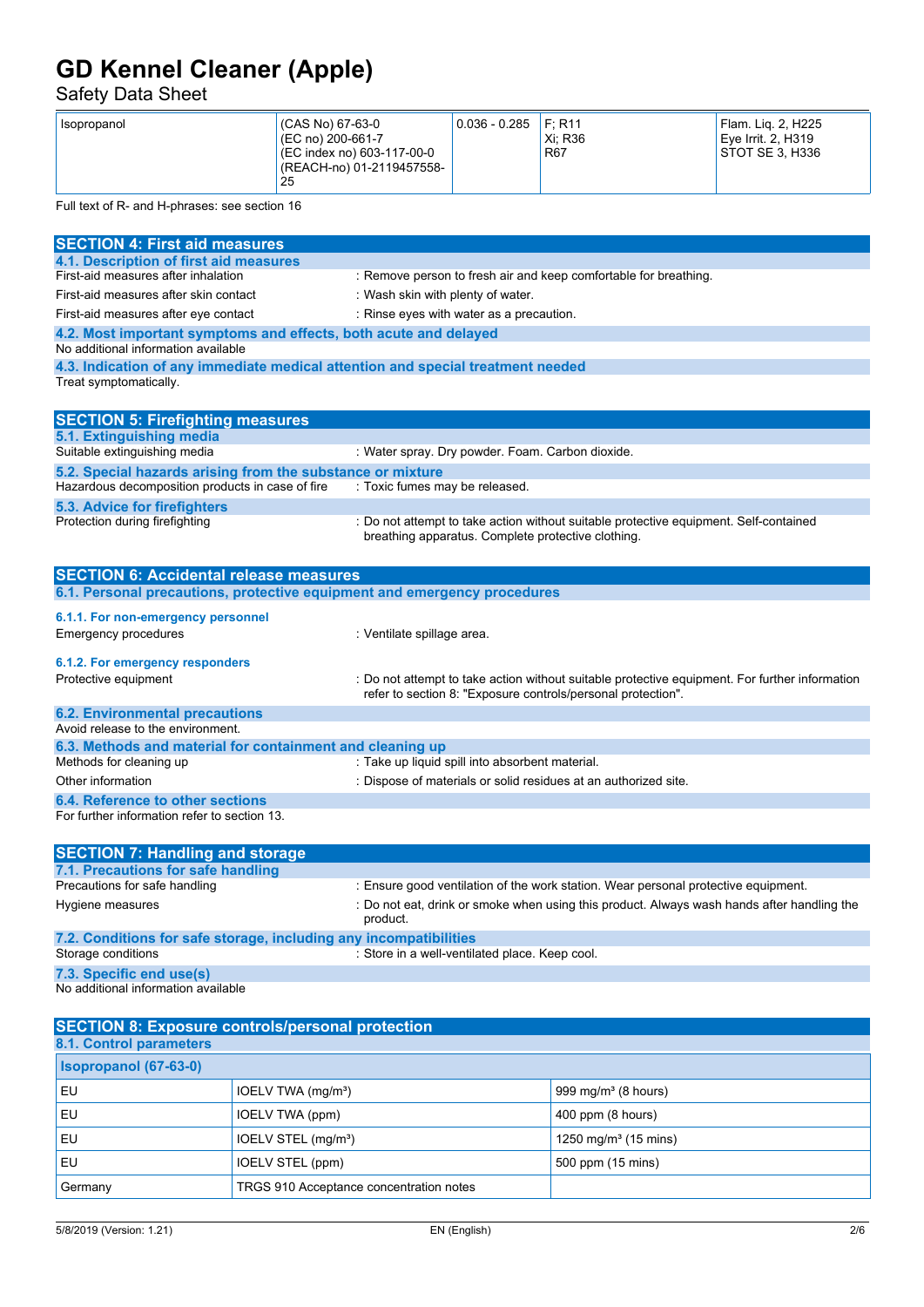| Isopropanol | (CAS No) 67-63-0<br>(EC no) 200-661-7<br>(EC index no) 603-117-00-0<br>(REACH-no) 01-2119457558-25 | 0.036 - 0.285 | F; R11<br>Xi; R36<br>R67 | Flam. Liq. 2, H225<br>Eye Irrit. 2, H319<br>STOT SE 3, H336 |
|---|---|---|---|---|

Full text of R- and H-phrases: see section 16

## SECTION 4: First aid measures

### 4.1. Description of first aid measures

First-aid measures after inhalation : Remove person to fresh air and keep comfortable for breathing.

First-aid measures after skin contact : Wash skin with plenty of water.

First-aid measures after eye contact : Rinse eyes with water as a precaution.

### 4.2. Most important symptoms and effects, both acute and delayed

No additional information available

### 4.3. Indication of any immediate medical attention and special treatment needed

Treat symptomatically.

## SECTION 5: Firefighting measures

### 5.1. Extinguishing media

Suitable extinguishing media : Water spray. Dry powder. Foam. Carbon dioxide.

### 5.2. Special hazards arising from the substance or mixture

Hazardous decomposition products in case of fire : Toxic fumes may be released.

### 5.3. Advice for firefighters

Protection during firefighting : Do not attempt to take action without suitable protective equipment. Self-contained breathing apparatus. Complete protective clothing.

## SECTION 6: Accidental release measures

### 6.1. Personal precautions, protective equipment and emergency procedures

#### 6.1.1. For non-emergency personnel

Emergency procedures : Ventilate spillage area.

#### 6.1.2. For emergency responders

Protective equipment : Do not attempt to take action without suitable protective equipment. For further information refer to section 8: "Exposure controls/personal protection".

### 6.2. Environmental precautions

Avoid release to the environment.

### 6.3. Methods and material for containment and cleaning up

Methods for cleaning up : Take up liquid spill into absorbent material.

Other information : Dispose of materials or solid residues at an authorized site.

### 6.4. Reference to other sections

For further information refer to section 13.

## SECTION 7: Handling and storage

### 7.1. Precautions for safe handling

Precautions for safe handling : Ensure good ventilation of the work station. Wear personal protective equipment.

Hygiene measures : Do not eat, drink or smoke when using this product. Always wash hands after handling the product.

### 7.2. Conditions for safe storage, including any incompatibilities

Storage conditions : Store in a well-ventilated place. Keep cool.

### 7.3. Specific end use(s)

No additional information available

## SECTION 8: Exposure controls/personal protection

### 8.1. Control parameters

| Isopropanol (67-63-0) | | |
|---|---|---|
| EU | IOELV TWA (mg/m³) | 999 mg/m³ (8 hours) |
| EU | IOELV TWA (ppm) | 400 ppm (8 hours) |
| EU | IOELV STEL (mg/m³) | 1250 mg/m³ (15 mins) |
| EU | IOELV STEL (ppm) | 500 ppm (15 mins) |
| Germany | TRGS 910 Acceptance concentration notes | |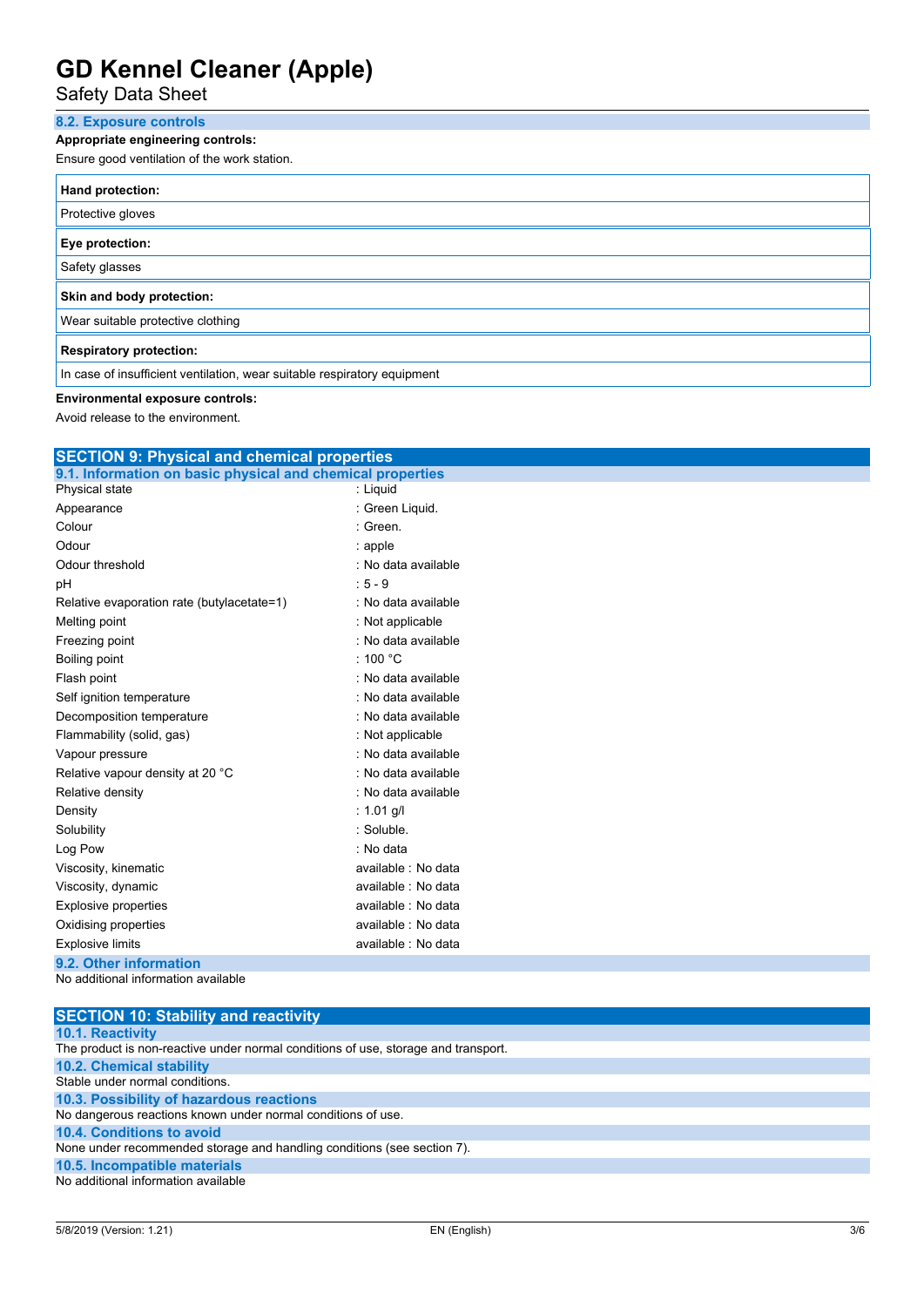## 8.2. Exposure controls

**Appropriate engineering controls:**

Ensure good ventilation of the work station.

| **Hand protection:** |
|---|
| Protective gloves |

| **Eye protection:** |
|---|
| Safety glasses |

| **Skin and body protection:** |
|---|
| Wear suitable protective clothing |

| **Respiratory protection:** |
|---|
| In case of insufficient ventilation, wear suitable respiratory equipment |

**Environmental exposure controls:**

Avoid release to the environment.

# SECTION 9: Physical and chemical properties

## 9.1. Information on basic physical and chemical properties

| Property | Value |
|---|---|
| Physical state | : Liquid |
| Appearance | : Green Liquid. |
| Colour | : Green. |
| Odour | : apple |
| Odour threshold | : No data available |
| pH | : 5 - 9 |
| Relative evaporation rate (butylacetate=1) | : No data available |
| Melting point | : Not applicable |
| Freezing point | : No data available |
| Boiling point | : 100 °C |
| Flash point | : No data available |
| Self ignition temperature | : No data available |
| Decomposition temperature | : No data available |
| Flammability (solid, gas) | : Not applicable |
| Vapour pressure | : No data available |
| Relative vapour density at 20 °C | : No data available |
| Relative density | : No data available |
| Density | : 1.01 g/l |
| Solubility | : Soluble. |
| Log Pow | : No data |
| Viscosity, kinematic | available : No data |
| Viscosity, dynamic | available : No data |
| Explosive properties | available : No data |
| Oxidising properties | available : No data |
| Explosive limits | available : No data |

## 9.2. Other information

No additional information available

# SECTION 10: Stability and reactivity

## 10.1. Reactivity

The product is non-reactive under normal conditions of use, storage and transport.

## 10.2. Chemical stability

Stable under normal conditions.

## 10.3. Possibility of hazardous reactions

No dangerous reactions known under normal conditions of use.

## 10.4. Conditions to avoid

None under recommended storage and handling conditions (see section 7).

## 10.5. Incompatible materials

No additional information available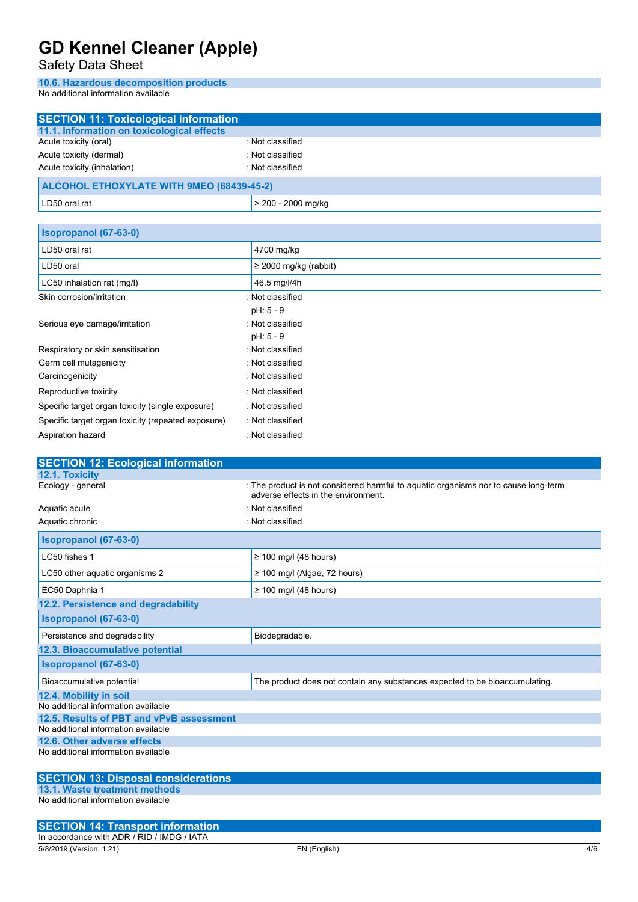### 10.6. Hazardous decomposition products

No additional information available

## SECTION 11: Toxicological information

### 11.1. Information on toxicological effects

Acute toxicity (oral) : Not classified

Acute toxicity (dermal) : Not classified

Acute toxicity (inhalation) : Not classified

| ALCOHOL ETHOXYLATE WITH 9MEO (68439-45-2) | |
|---|---|
| LD50 oral rat | > 200 - 2000 mg/kg |

| Isopropanol (67-63-0) | |
|---|---|
| LD50 oral rat | 4700 mg/kg |
| LD50 oral | ≥ 2000 mg/kg (rabbit) |
| LC50 inhalation rat (mg/l) | 46.5 mg/l/4h |

Skin corrosion/irritation : Not classified

pH: 5 - 9

Serious eye damage/irritation : Not classified

pH: 5 - 9

Respiratory or skin sensitisation : Not classified

Germ cell mutagenicity : Not classified

Carcinogenicity : Not classified

Reproductive toxicity : Not classified

Specific target organ toxicity (single exposure) : Not classified

Specific target organ toxicity (repeated exposure) : Not classified

Aspiration hazard : Not classified

## SECTION 12: Ecological information

### 12.1. Toxicity

Ecology - general : The product is not considered harmful to aquatic organisms nor to cause long-term adverse effects in the environment.

Aquatic acute : Not classified

Aquatic chronic : Not classified

| Isopropanol (67-63-0) | |
|---|---|
| LC50 fishes 1 | ≥ 100 mg/l (48 hours) |
| LC50 other aquatic organisms 2 | ≥ 100 mg/l (Algae, 72 hours) |
| EC50 Daphnia 1 | ≥ 100 mg/l (48 hours) |

### 12.2. Persistence and degradability

| Isopropanol (67-63-0) | |
|---|---|
| Persistence and degradability | Biodegradable. |

### 12.3. Bioaccumulative potential

| Isopropanol (67-63-0) | |
|---|---|
| Bioaccumulative potential | The product does not contain any substances expected to be bioaccumulating. |

### 12.4. Mobility in soil

No additional information available

### 12.5. Results of PBT and vPvB assessment

No additional information available

### 12.6. Other adverse effects

No additional information available

## SECTION 13: Disposal considerations

### 13.1. Waste treatment methods

No additional information available

## SECTION 14: Transport information

In accordance with ADR / RID / IMDG / IATA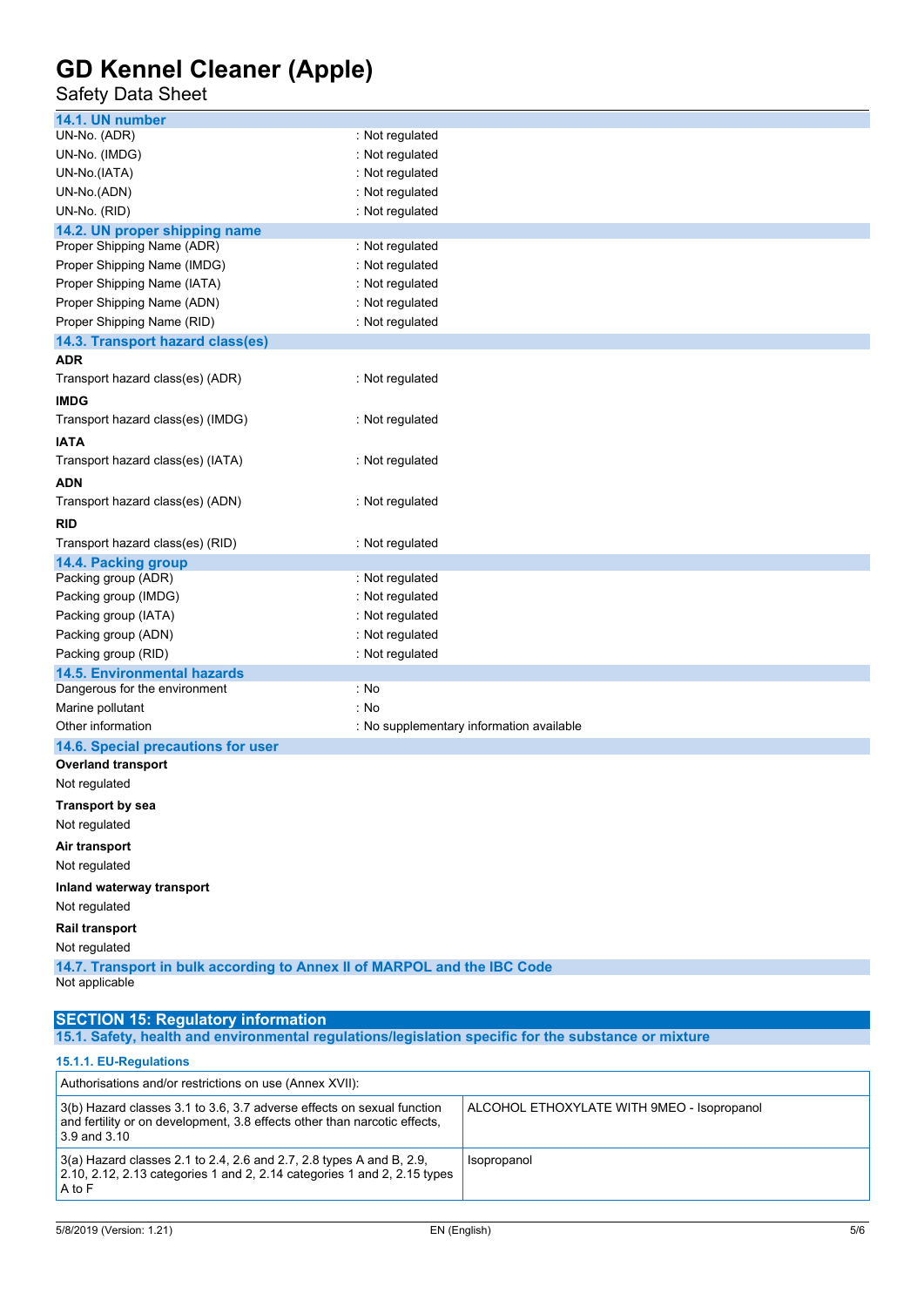### 14.1. UN number

| | |
|---|---|
| UN-No. (ADR) | : Not regulated |
| UN-No. (IMDG) | : Not regulated |
| UN-No.(IATA) | : Not regulated |
| UN-No.(ADN) | : Not regulated |
| UN-No. (RID) | : Not regulated |

### 14.2. UN proper shipping name

| | |
|---|---|
| Proper Shipping Name (ADR) | : Not regulated |
| Proper Shipping Name (IMDG) | : Not regulated |
| Proper Shipping Name (IATA) | : Not regulated |
| Proper Shipping Name (ADN) | : Not regulated |
| Proper Shipping Name (RID) | : Not regulated |

### 14.3. Transport hazard class(es)

**ADR**

| | |
|---|---|
| Transport hazard class(es) (ADR) | : Not regulated |

**IMDG**

| | |
|---|---|
| Transport hazard class(es) (IMDG) | : Not regulated |

**IATA**

| | |
|---|---|
| Transport hazard class(es) (IATA) | : Not regulated |

**ADN**

| | |
|---|---|
| Transport hazard class(es) (ADN) | : Not regulated |

**RID**

| | |
|---|---|
| Transport hazard class(es) (RID) | : Not regulated |

### 14.4. Packing group

| | |
|---|---|
| Packing group (ADR) | : Not regulated |
| Packing group (IMDG) | : Not regulated |
| Packing group (IATA) | : Not regulated |
| Packing group (ADN) | : Not regulated |
| Packing group (RID) | : Not regulated |

### 14.5. Environmental hazards

| | |
|---|---|
| Dangerous for the environment | : No |
| Marine pollutant | : No |
| Other information | : No supplementary information available |

### 14.6. Special precautions for user

**Overland transport**

Not regulated

**Transport by sea**

Not regulated

**Air transport**

Not regulated

**Inland waterway transport**

Not regulated

**Rail transport**

Not regulated

### 14.7. Transport in bulk according to Annex II of MARPOL and the IBC Code

Not applicable

## SECTION 15: Regulatory information

### 15.1. Safety, health and environmental regulations/legislation specific for the substance or mixture

#### 15.1.1. EU-Regulations

| Authorisations and/or restrictions on use (Annex XVII): | |
|---|---|
| 3(b) Hazard classes 3.1 to 3.6, 3.7 adverse effects on sexual function and fertility or on development, 3.8 effects other than narcotic effects, 3.9 and 3.10 | ALCOHOL ETHOXYLATE WITH 9MEO - Isopropanol |
| 3(a) Hazard classes 2.1 to 2.4, 2.6 and 2.7, 2.8 types A and B, 2.9, 2.10, 2.12, 2.13 categories 1 and 2, 2.14 categories 1 and 2, 2.15 types A to F | Isopropanol |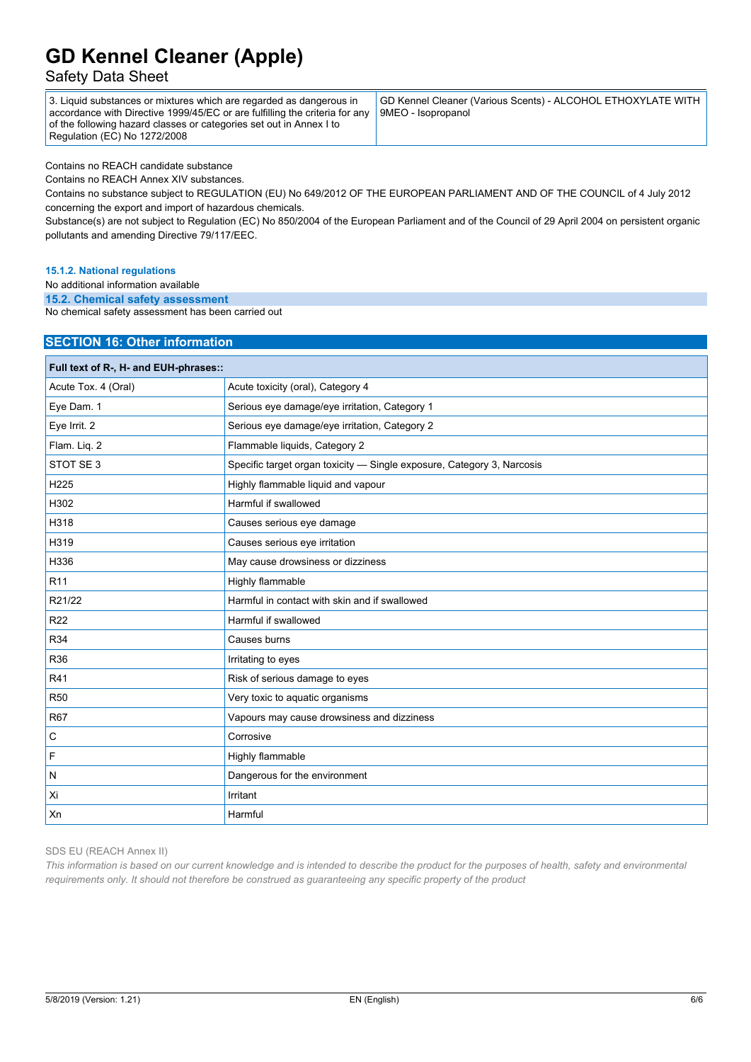| | |
|---|---|
| 3. Liquid substances or mixtures which are regarded as dangerous in accordance with Directive 1999/45/EC or are fulfilling the criteria for any of the following hazard classes or categories set out in Annex I to Regulation (EC) No 1272/2008 | GD Kennel Cleaner (Various Scents) - ALCOHOL ETHOXYLATE WITH 9MEO - Isopropanol |

Contains no REACH candidate substance

Contains no REACH Annex XIV substances.

Contains no substance subject to REGULATION (EU) No 649/2012 OF THE EUROPEAN PARLIAMENT AND OF THE COUNCIL of 4 July 2012 concerning the export and import of hazardous chemicals.

Substance(s) are not subject to Regulation (EC) No 850/2004 of the European Parliament and of the Council of 29 April 2004 on persistent organic pollutants and amending Directive 79/117/EEC.

#### 15.1.2. National regulations

No additional information available

### 15.2. Chemical safety assessment

No chemical safety assessment has been carried out

## SECTION 16: Other information

| Full text of R-, H- and EUH-phrases:: | |
|---|---|
| Acute Tox. 4 (Oral) | Acute toxicity (oral), Category 4 |
| Eye Dam. 1 | Serious eye damage/eye irritation, Category 1 |
| Eye Irrit. 2 | Serious eye damage/eye irritation, Category 2 |
| Flam. Liq. 2 | Flammable liquids, Category 2 |
| STOT SE 3 | Specific target organ toxicity — Single exposure, Category 3, Narcosis |
| H225 | Highly flammable liquid and vapour |
| H302 | Harmful if swallowed |
| H318 | Causes serious eye damage |
| H319 | Causes serious eye irritation |
| H336 | May cause drowsiness or dizziness |
| R11 | Highly flammable |
| R21/22 | Harmful in contact with skin and if swallowed |
| R22 | Harmful if swallowed |
| R34 | Causes burns |
| R36 | Irritating to eyes |
| R41 | Risk of serious damage to eyes |
| R50 | Very toxic to aquatic organisms |
| R67 | Vapours may cause drowsiness and dizziness |
| C | Corrosive |
| F | Highly flammable |
| N | Dangerous for the environment |
| Xi | Irritant |
| Xn | Harmful |

SDS EU (REACH Annex II)

*This information is based on our current knowledge and is intended to describe the product for the purposes of health, safety and environmental requirements only. It should not therefore be construed as guaranteeing any specific property of the product*